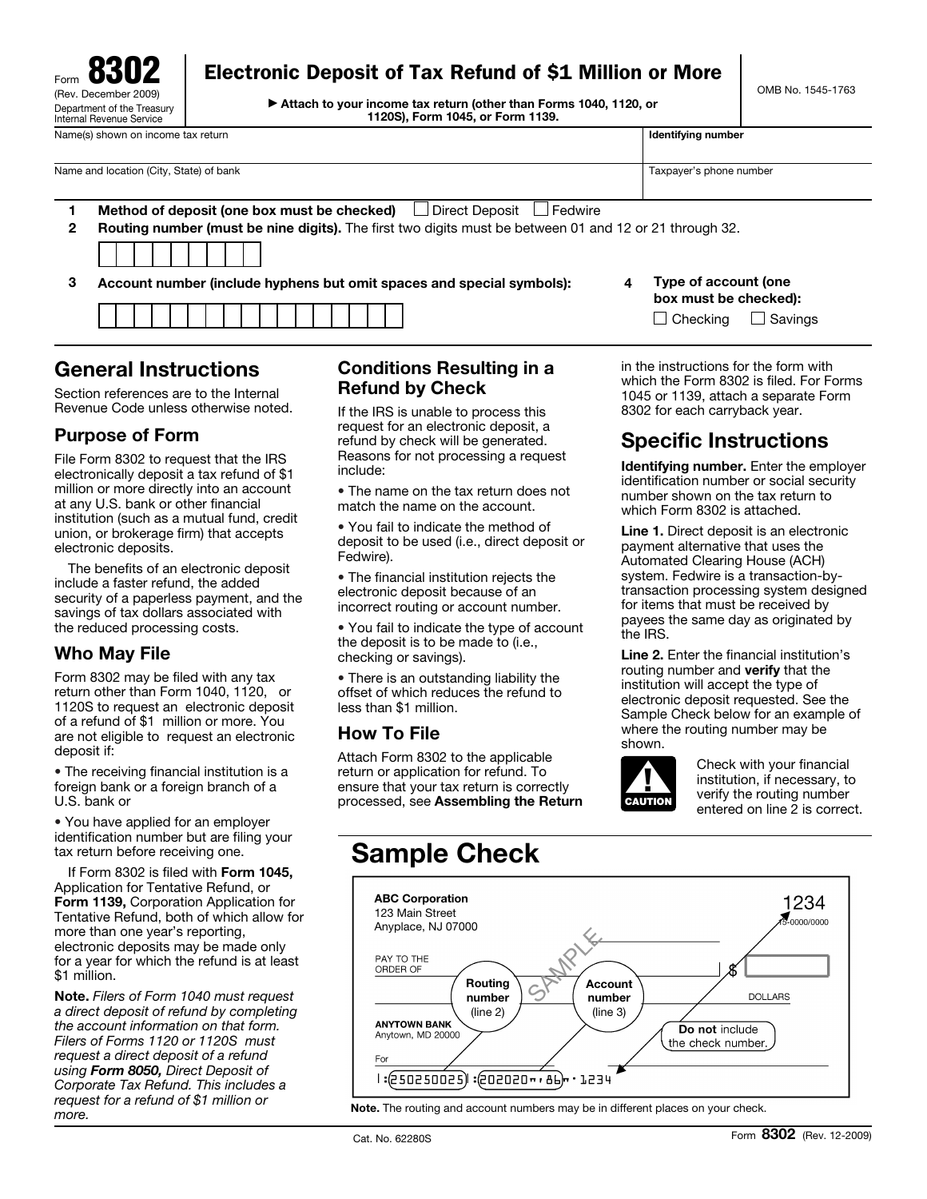Form **8302** (Rev. December 2009) Department of the Treasury Internal Revenue Service

# Electronic Deposit of Tax Refund of $1 Million or More

▶ Attach to your income tax return (other than Forms 1040, 1120, or 1120S), Form 1045, or Form 1139.

OMB No. 1545-1763

| Name(s) shown on income tax return | Identifying number |
|---|---|
| Name and location (City, State) of bank | Taxpayer's phone number |

**1** **Method of deposit (one box must be checked)** ☐ Direct Deposit ☐ Fedwire

**2** **Routing number (must be nine digits).** The first two digits must be between 01 and 12 or 21 through 32.

**3** **Account number (include hyphens but omit spaces and special symbols):**

**4** **Type of account (one box must be checked):** ☐ Checking ☐ Savings

## General Instructions

Section references are to the Internal Revenue Code unless otherwise noted.

### Purpose of Form

File Form 8302 to request that the IRS electronically deposit a tax refund of $1 million or more directly into an account at any U.S. bank or other financial institution (such as a mutual fund, credit union, or brokerage firm) that accepts electronic deposits.

The benefits of an electronic deposit include a faster refund, the added security of a paperless payment, and the savings of tax dollars associated with the reduced processing costs.

### Who May File

Form 8302 may be filed with any tax return other than Form 1040, 1120, or 1120S to request an electronic deposit of a refund of $1 million or more. You are not eligible to request an electronic deposit if:

- The receiving financial institution is a foreign bank or a foreign branch of a U.S. bank or
- You have applied for an employer identification number but are filing your tax return before receiving one.

If Form 8302 is filed with **Form 1045,** Application for Tentative Refund, or **Form 1139,** Corporation Application for Tentative Refund, both of which allow for more than one year's reporting, electronic deposits may be made only for a year for which the refund is at least $1 million.

**Note.** *Filers of Form 1040 must request a direct deposit of refund by completing the account information on that form. Filers of Forms 1120 or 1120S must request a direct deposit of a refund using **Form 8050,** Direct Deposit of Corporate Tax Refund. This includes a request for a refund of $1 million or more.*

### Conditions Resulting in a Refund by Check

If the IRS is unable to process this request for an electronic deposit, a refund by check will be generated. Reasons for not processing a request include:

- The name on the tax return does not match the name on the account.
- You fail to indicate the method of deposit to be used (i.e., direct deposit or Fedwire).
- The financial institution rejects the electronic deposit because of an incorrect routing or account number.
- You fail to indicate the type of account the deposit is to be made to (i.e., checking or savings).
- There is an outstanding liability the offset of which reduces the refund to less than $1 million.

### How To File

Attach Form 8302 to the applicable return or application for refund. To ensure that your tax return is correctly processed, see **Assembling the Return** in the instructions for the form with which the Form 8302 is filed. For Forms 1045 or 1139, attach a separate Form 8302 for each carryback year.

## Specific Instructions

**Identifying number.** Enter the employer identification number or social security number shown on the tax return to which Form 8302 is attached.

**Line 1.** Direct deposit is an electronic payment alternative that uses the Automated Clearing House (ACH) system. Fedwire is a transaction-by-transaction processing system designed for items that must be received by payees the same day as originated by the IRS.

**Line 2.** Enter the financial institution's routing number and **verify** that the institution will accept the type of electronic deposit requested. See the Sample Check below for an example of where the routing number may be shown.

**CAUTION:** Check with your financial institution, if necessary, to verify the routing number entered on line 2 is correct.

## Sample Check

ABC Corporation
123 Main Street
Anyplace, NJ 07000

1234
15-0000/0000

PAY TO THE ORDER OF $ DOLLARS

ANYTOWN BANK
Anytown, MD 20000

For

|:250250025|:202020"'86"' 1234

Routing number (line 2) — Account number (line 3) — **Do not** include the check number.

SAMPLE

**Note.** The routing and account numbers may be in different places on your check.

Cat. No. 62280S Form **8302** (Rev. 12-2009)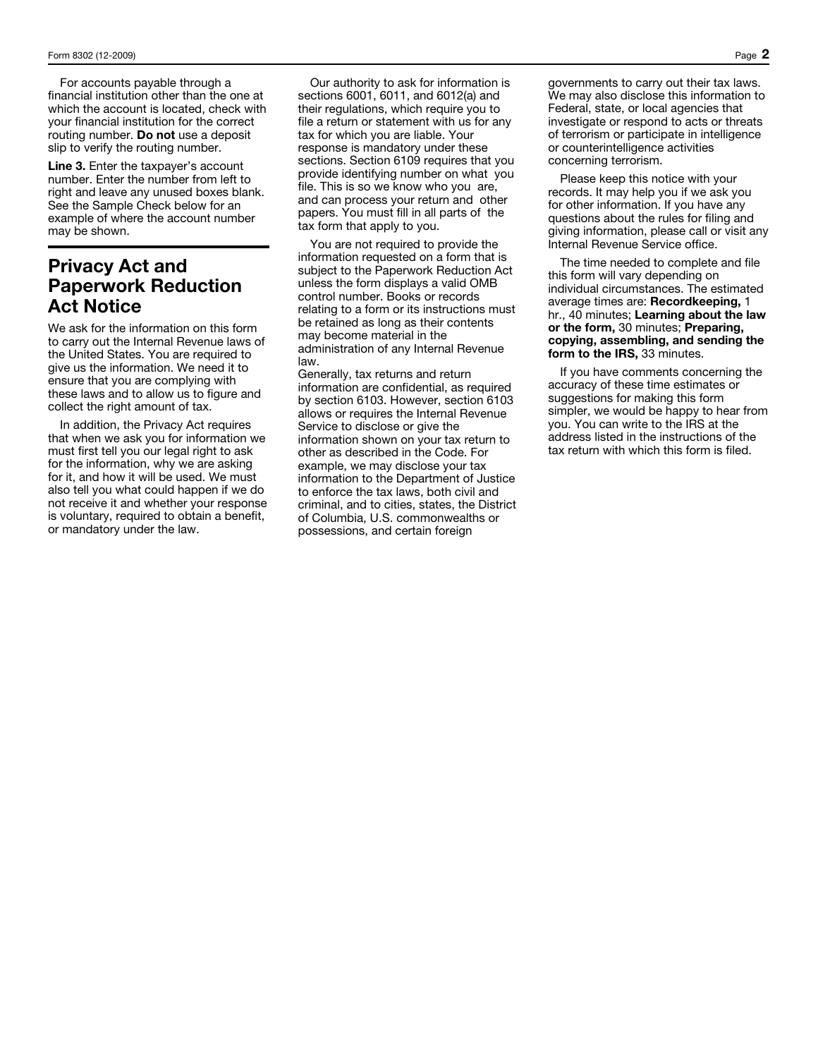For accounts payable through a financial institution other than the one at which the account is located, check with your financial institution for the correct routing number. **Do not** use a deposit slip to verify the routing number.

**Line 3.** Enter the taxpayer's account number. Enter the number from left to right and leave any unused boxes blank. See the Sample Check below for an example of where the account number may be shown.

## Privacy Act and Paperwork Reduction Act Notice

We ask for the information on this form to carry out the Internal Revenue laws of the United States. You are required to give us the information. We need it to ensure that you are complying with these laws and to allow us to figure and collect the right amount of tax.

In addition, the Privacy Act requires that when we ask you for information we must first tell you our legal right to ask for the information, why we are asking for it, and how it will be used. We must also tell you what could happen if we do not receive it and whether your response is voluntary, required to obtain a benefit, or mandatory under the law.

Our authority to ask for information is sections 6001, 6011, and 6012(a) and their regulations, which require you to file a return or statement with us for any tax for which you are liable. Your response is mandatory under these sections. Section 6109 requires that you provide identifying number on what you file. This is so we know who you are, and can process your return and other papers. You must fill in all parts of the tax form that apply to you.

You are not required to provide the information requested on a form that is subject to the Paperwork Reduction Act unless the form displays a valid OMB control number. Books or records relating to a form or its instructions must be retained as long as their contents may become material in the administration of any Internal Revenue law.

Generally, tax returns and return information are confidential, as required by section 6103. However, section 6103 allows or requires the Internal Revenue Service to disclose or give the information shown on your tax return to other as described in the Code. For example, we may disclose your tax information to the Department of Justice to enforce the tax laws, both civil and criminal, and to cities, states, the District of Columbia, U.S. commonwealths or possessions, and certain foreign governments to carry out their tax laws. We may also disclose this information to Federal, state, or local agencies that investigate or respond to acts or threats of terrorism or participate in intelligence or counterintelligence activities concerning terrorism.

Please keep this notice with your records. It may help you if we ask you for other information. If you have any questions about the rules for filing and giving information, please call or visit any Internal Revenue Service office.

The time needed to complete and file this form will vary depending on individual circumstances. The estimated average times are: **Recordkeeping,** 1 hr., 40 minutes; **Learning about the law or the form,** 30 minutes; **Preparing, copying, assembling, and sending the form to the IRS,** 33 minutes.

If you have comments concerning the accuracy of these time estimates or suggestions for making this form simpler, we would be happy to hear from you. You can write to the IRS at the address listed in the instructions of the tax return with which this form is filed.